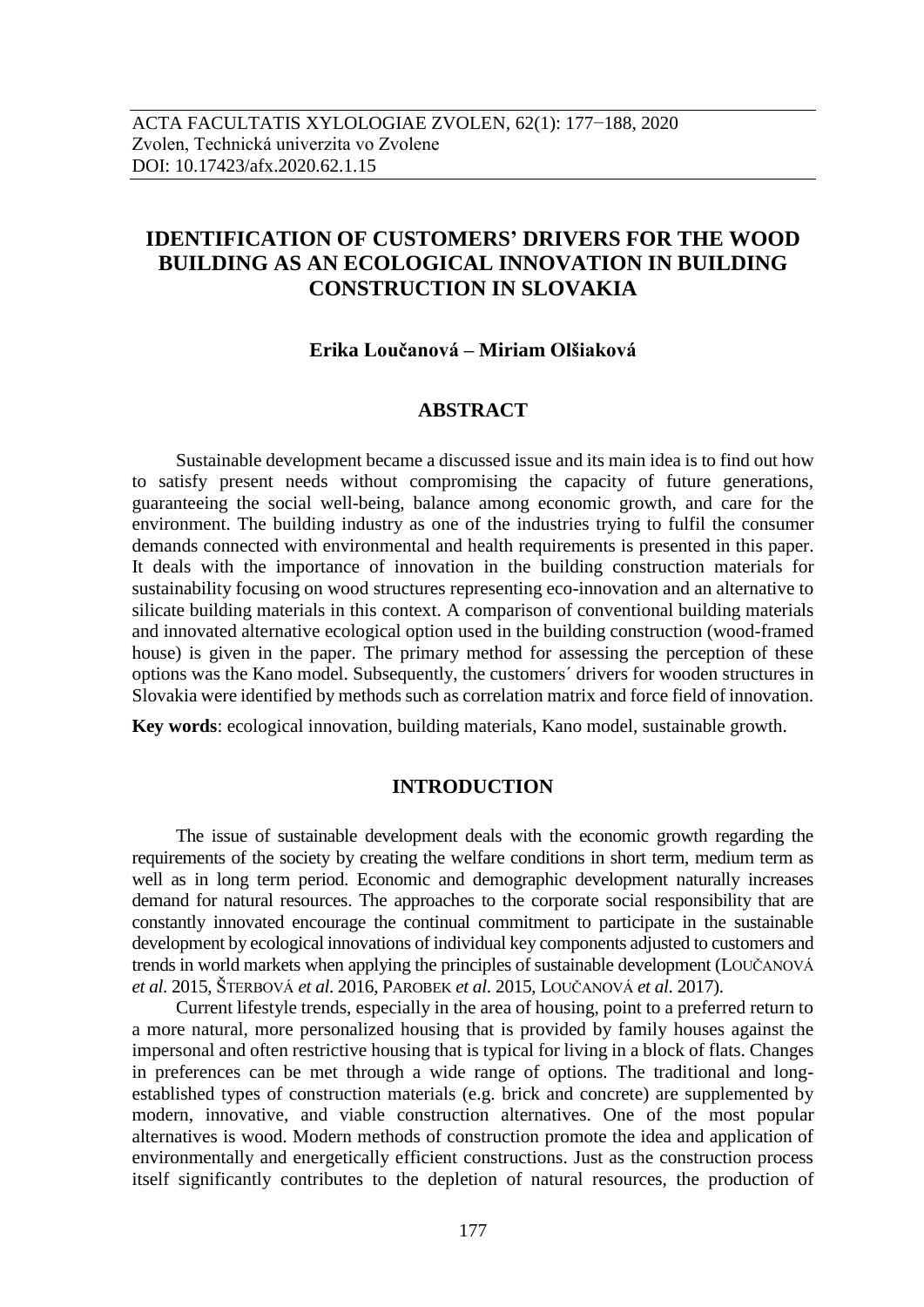ACTA FACULTATIS XYLOLOGIAE ZVOLEN, 62(1): 177−188, 2020
Zvolen, Technická univerzita vo Zvolene
DOI: 10.17423/afx.2020.62.1.15

# IDENTIFICATION OF CUSTOMERS' DRIVERS FOR THE WOOD BUILDING AS AN ECOLOGICAL INNOVATION IN BUILDING CONSTRUCTION IN SLOVAKIA

**Erika Loučanová – Miriam Olšiaková**

## ABSTRACT

Sustainable development became a discussed issue and its main idea is to find out how to satisfy present needs without compromising the capacity of future generations, guaranteeing the social well-being, balance among economic growth, and care for the environment. The building industry as one of the industries trying to fulfil the consumer demands connected with environmental and health requirements is presented in this paper. It deals with the importance of innovation in the building construction materials for sustainability focusing on wood structures representing eco-innovation and an alternative to silicate building materials in this context. A comparison of conventional building materials and innovated alternative ecological option used in the building construction (wood-framed house) is given in the paper. The primary method for assessing the perception of these options was the Kano model. Subsequently, the customers´ drivers for wooden structures in Slovakia were identified by methods such as correlation matrix and force field of innovation.

**Key words**: ecological innovation, building materials, Kano model, sustainable growth.

## INTRODUCTION

The issue of sustainable development deals with the economic growth regarding the requirements of the society by creating the welfare conditions in short term, medium term as well as in long term period. Economic and demographic development naturally increases demand for natural resources. The approaches to the corporate social responsibility that are constantly innovated encourage the continual commitment to participate in the sustainable development by ecological innovations of individual key components adjusted to customers and trends in world markets when applying the principles of sustainable development (LOUČANOVÁ *et al*. 2015, ŠTERBOVÁ *et al*. 2016, PAROBEK *et al*. 2015, LOUČANOVÁ *et al*. 2017).

Current lifestyle trends, especially in the area of housing, point to a preferred return to a more natural, more personalized housing that is provided by family houses against the impersonal and often restrictive housing that is typical for living in a block of flats. Changes in preferences can be met through a wide range of options. The traditional and long-established types of construction materials (e.g. brick and concrete) are supplemented by modern, innovative, and viable construction alternatives. One of the most popular alternatives is wood. Modern methods of construction promote the idea and application of environmentally and energetically efficient constructions. Just as the construction process itself significantly contributes to the depletion of natural resources, the production of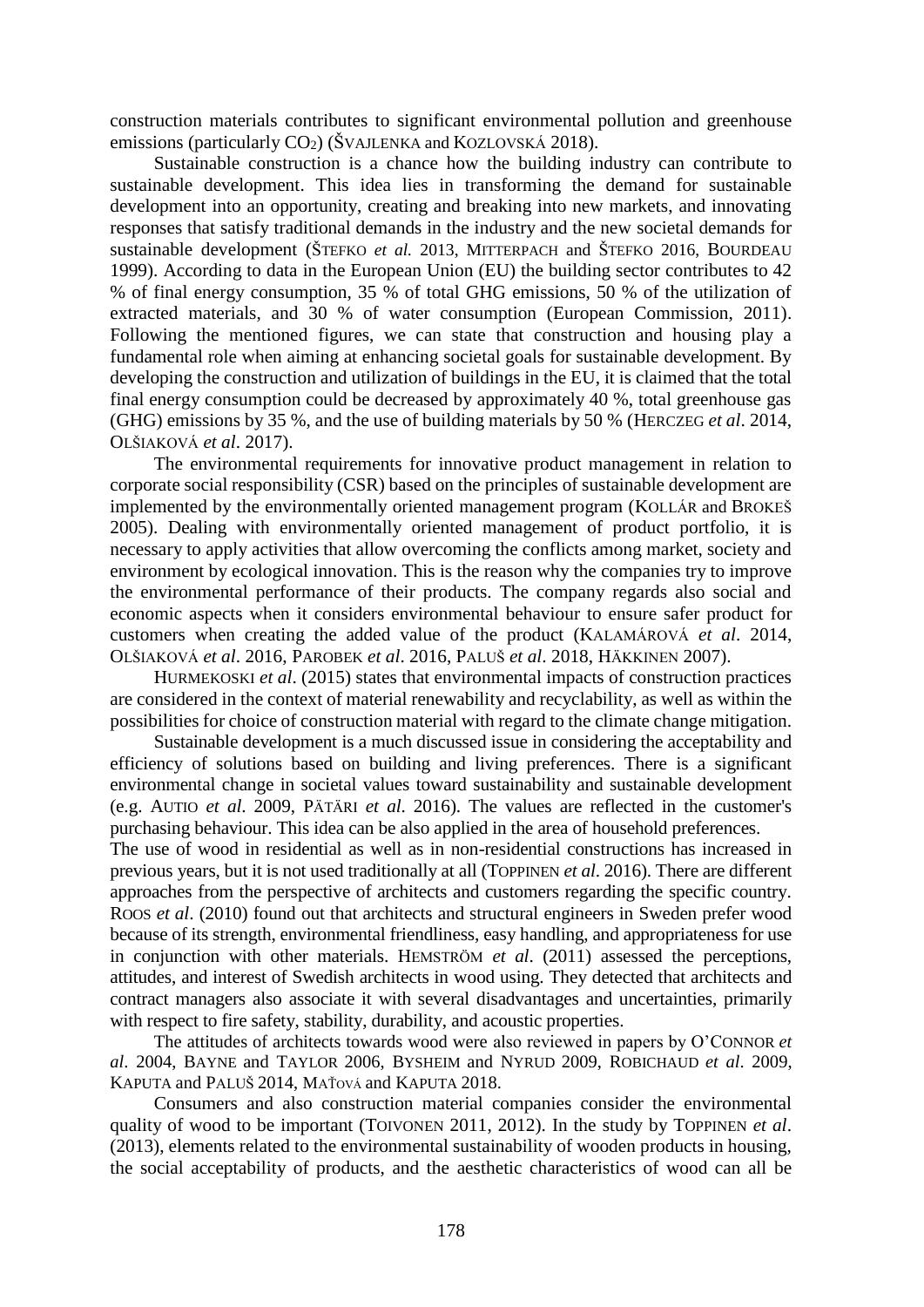construction materials contributes to significant environmental pollution and greenhouse emissions (particularly $CO_2$) (ŠVAJLENKA and KOZLOVSKÁ 2018).

Sustainable construction is a chance how the building industry can contribute to sustainable development. This idea lies in transforming the demand for sustainable development into an opportunity, creating and breaking into new markets, and innovating responses that satisfy traditional demands in the industry and the new societal demands for sustainable development (ŠTEFKO *et al.* 2013, MITTERPACH and ŠTEFKO 2016, BOURDEAU 1999). According to data in the European Union (EU) the building sector contributes to 42 % of final energy consumption, 35 % of total GHG emissions, 50 % of the utilization of extracted materials, and 30 % of water consumption (European Commission, 2011). Following the mentioned figures, we can state that construction and housing play a fundamental role when aiming at enhancing societal goals for sustainable development. By developing the construction and utilization of buildings in the EU, it is claimed that the total final energy consumption could be decreased by approximately 40 %, total greenhouse gas (GHG) emissions by 35 %, and the use of building materials by 50 % (HERCZEG *et al*. 2014, OLŠIAKOVÁ *et al*. 2017).

The environmental requirements for innovative product management in relation to corporate social responsibility (CSR) based on the principles of sustainable development are implemented by the environmentally oriented management program (KOLLÁR and BROKEŠ 2005). Dealing with environmentally oriented management of product portfolio, it is necessary to apply activities that allow overcoming the conflicts among market, society and environment by ecological innovation. This is the reason why the companies try to improve the environmental performance of their products. The company regards also social and economic aspects when it considers environmental behaviour to ensure safer product for customers when creating the added value of the product (KALAMÁROVÁ *et al*. 2014, OLŠIAKOVÁ *et al*. 2016, PAROBEK *et al*. 2016, PALUŠ *et al*. 2018, HÄKKINEN 2007).

HURMEKOSKI *et al*. (2015) states that environmental impacts of construction practices are considered in the context of material renewability and recyclability, as well as within the possibilities for choice of construction material with regard to the climate change mitigation.

Sustainable development is a much discussed issue in considering the acceptability and efficiency of solutions based on building and living preferences. There is a significant environmental change in societal values toward sustainability and sustainable development (e.g. AUTIO *et al*. 2009, PÄTÄRI *et al*. 2016). The values are reflected in the customer's purchasing behaviour. This idea can be also applied in the area of household preferences.

The use of wood in residential as well as in non-residential constructions has increased in previous years, but it is not used traditionally at all (TOPPINEN *et al*. 2016). There are different approaches from the perspective of architects and customers regarding the specific country. ROOS *et al*. (2010) found out that architects and structural engineers in Sweden prefer wood because of its strength, environmental friendliness, easy handling, and appropriateness for use in conjunction with other materials. HEMSTRÖM *et al*. (2011) assessed the perceptions, attitudes, and interest of Swedish architects in wood using. They detected that architects and contract managers also associate it with several disadvantages and uncertainties, primarily with respect to fire safety, stability, durability, and acoustic properties.

The attitudes of architects towards wood were also reviewed in papers by O'CONNOR *et al*. 2004, BAYNE and TAYLOR 2006, BYSHEIM and NYRUD 2009, ROBICHAUD *et al*. 2009, KAPUTA and PALUŠ 2014, MAŤOVÁ and KAPUTA 2018.

Consumers and also construction material companies consider the environmental quality of wood to be important (TOIVONEN 2011, 2012). In the study by TOPPINEN *et al*. (2013), elements related to the environmental sustainability of wooden products in housing, the social acceptability of products, and the aesthetic characteristics of wood can all be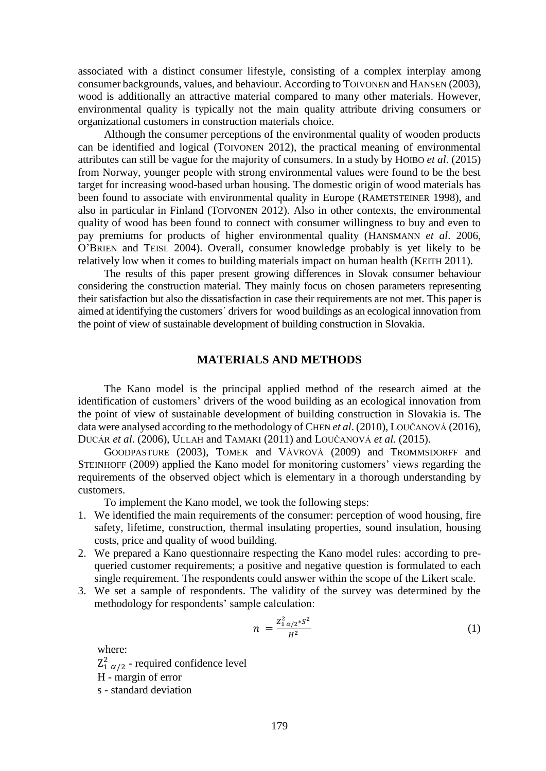associated with a distinct consumer lifestyle, consisting of a complex interplay among consumer backgrounds, values, and behaviour. According to TOIVONEN and HANSEN (2003), wood is additionally an attractive material compared to many other materials. However, environmental quality is typically not the main quality attribute driving consumers or organizational customers in construction materials choice.

Although the consumer perceptions of the environmental quality of wooden products can be identified and logical (TOIVONEN 2012), the practical meaning of environmental attributes can still be vague for the majority of consumers. In a study by HOIBO *et al*. (2015) from Norway, younger people with strong environmental values were found to be the best target for increasing wood-based urban housing. The domestic origin of wood materials has been found to associate with environmental quality in Europe (RAMETSTEINER 1998), and also in particular in Finland (TOIVONEN 2012). Also in other contexts, the environmental quality of wood has been found to connect with consumer willingness to buy and even to pay premiums for products of higher environmental quality (HANSMANN *et al*. 2006, O'BRIEN and TEISL 2004). Overall, consumer knowledge probably is yet likely to be relatively low when it comes to building materials impact on human health (KEITH 2011).

The results of this paper present growing differences in Slovak consumer behaviour considering the construction material. They mainly focus on chosen parameters representing their satisfaction but also the dissatisfaction in case their requirements are not met. This paper is aimed at identifying the customers´ drivers for wood buildings as an ecological innovation from the point of view of sustainable development of building construction in Slovakia.

## MATERIALS AND METHODS

The Kano model is the principal applied method of the research aimed at the identification of customers' drivers of the wood building as an ecological innovation from the point of view of sustainable development of building construction in Slovakia is. The data were analysed according to the methodology of CHEN *et al*. (2010), LOUČANOVÁ (2016), DUCÁR *et al*. (2006), ULLAH and TAMAKI (2011) and LOUČANOVÁ *et al*. (2015).

GOODPASTURE (2003), TOMEK and VÁVROVÁ (2009) and TROMMSDORFF and STEINHOFF (2009) applied the Kano model for monitoring customers' views regarding the requirements of the observed object which is elementary in a thorough understanding by customers.

To implement the Kano model, we took the following steps:

1. We identified the main requirements of the consumer: perception of wood housing, fire safety, lifetime, construction, thermal insulating properties, sound insulation, housing costs, price and quality of wood building.
2. We prepared a Kano questionnaire respecting the Kano model rules: according to pre-queried customer requirements; a positive and negative question is formulated to each single requirement. The respondents could answer within the scope of the Likert scale.
3. We set a sample of respondents. The validity of the survey was determined by the methodology for respondents' sample calculation:

$$n = \frac{Z_{1\ \alpha/2}^{2} * S^{2}}{H^{2}} \tag{1}$$

where:
$Z_{1\ \alpha/2}^{2}$ - required confidence level
H - margin of error
s - standard deviation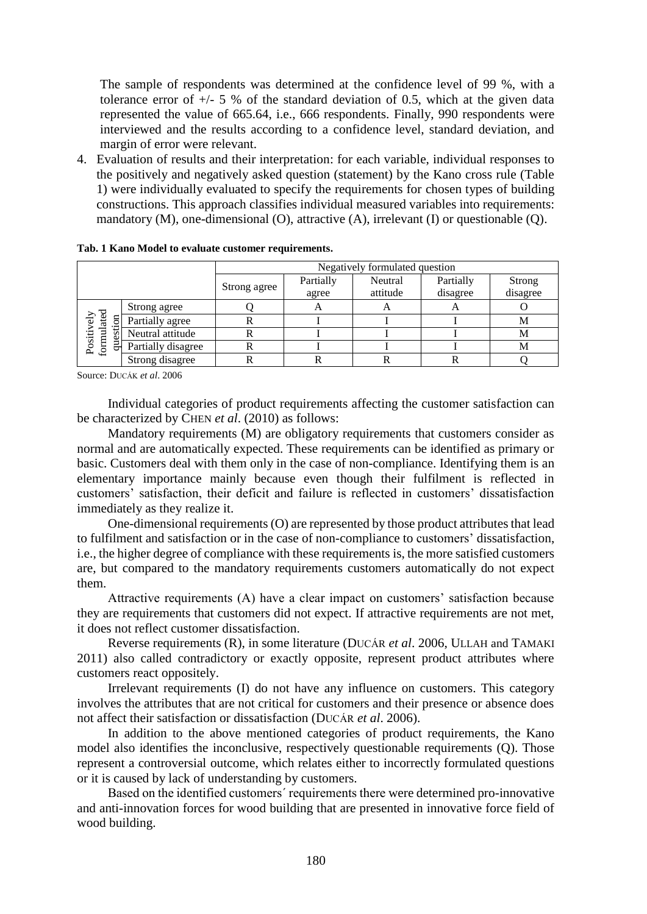The sample of respondents was determined at the confidence level of 99 %, with a tolerance error of +/- 5 % of the standard deviation of 0.5, which at the given data represented the value of 665.64, i.e., 666 respondents. Finally, 990 respondents were interviewed and the results according to a confidence level, standard deviation, and margin of error were relevant.

4. Evaluation of results and their interpretation: for each variable, individual responses to the positively and negatively asked question (statement) by the Kano cross rule (Table 1) were individually evaluated to specify the requirements for chosen types of building constructions. This approach classifies individual measured variables into requirements: mandatory (M), one-dimensional (O), attractive (A), irrelevant (I) or questionable (Q).

**Tab. 1 Kano Model to evaluate customer requirements.**

| | | Negatively formulated question | | | | |
|---|---|---|---|---|---|---|
| | | Strong agree | Partially agree | Neutral attitude | Partially disagree | Strong disagree |
| Positively formulated question | Strong agree | Q | A | A | A | O |
| | Partially agree | R | I | I | I | M |
| | Neutral attitude | R | I | I | I | M |
| | Partially disagree | R | I | I | I | M |
| | Strong disagree | R | R | R | R | Q |

Source: DUCÁR *et al*. 2006

Individual categories of product requirements affecting the customer satisfaction can be characterized by CHEN *et al*. (2010) as follows:

Mandatory requirements (M) are obligatory requirements that customers consider as normal and are automatically expected. These requirements can be identified as primary or basic. Customers deal with them only in the case of non-compliance. Identifying them is an elementary importance mainly because even though their fulfilment is reflected in customers' satisfaction, their deficit and failure is reflected in customers' dissatisfaction immediately as they realize it.

One-dimensional requirements (O) are represented by those product attributes that lead to fulfilment and satisfaction or in the case of non-compliance to customers' dissatisfaction, i.e., the higher degree of compliance with these requirements is, the more satisfied customers are, but compared to the mandatory requirements customers automatically do not expect them.

Attractive requirements (A) have a clear impact on customers' satisfaction because they are requirements that customers did not expect. If attractive requirements are not met, it does not reflect customer dissatisfaction.

Reverse requirements (R), in some literature (DUCÁR *et al*. 2006, ULLAH and TAMAKI 2011) also called contradictory or exactly opposite, represent product attributes where customers react oppositely.

Irrelevant requirements (I) do not have any influence on customers. This category involves the attributes that are not critical for customers and their presence or absence does not affect their satisfaction or dissatisfaction (DUCÁR *et al*. 2006).

In addition to the above mentioned categories of product requirements, the Kano model also identifies the inconclusive, respectively questionable requirements (Q). Those represent a controversial outcome, which relates either to incorrectly formulated questions or it is caused by lack of understanding by customers.

Based on the identified customers´ requirements there were determined pro-innovative and anti-innovation forces for wood building that are presented in innovative force field of wood building.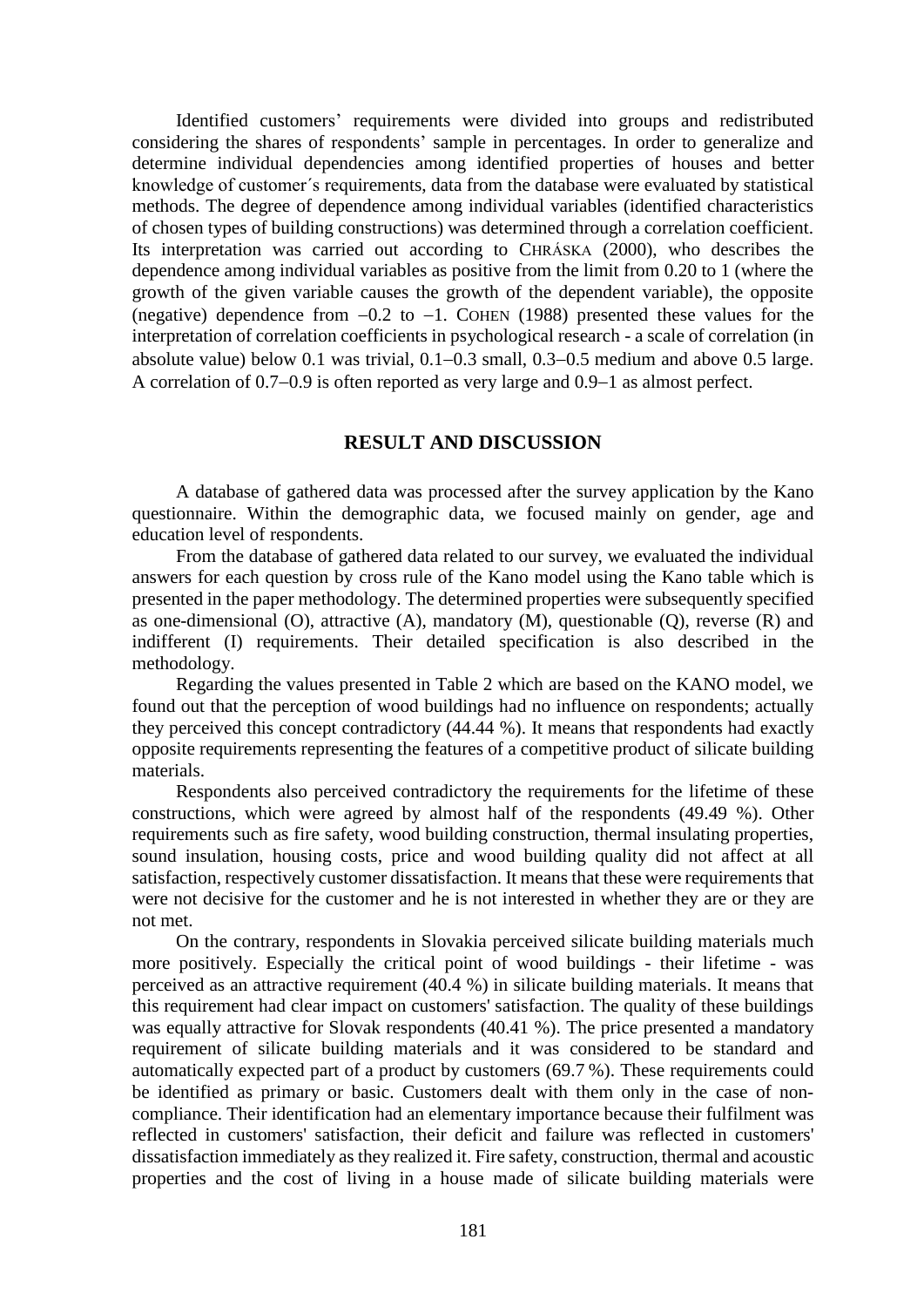Identified customers' requirements were divided into groups and redistributed considering the shares of respondents' sample in percentages. In order to generalize and determine individual dependencies among identified properties of houses and better knowledge of customer´s requirements, data from the database were evaluated by statistical methods. The degree of dependence among individual variables (identified characteristics of chosen types of building constructions) was determined through a correlation coefficient. Its interpretation was carried out according to CHRÁSKA (2000), who describes the dependence among individual variables as positive from the limit from 0.20 to 1 (where the growth of the given variable causes the growth of the dependent variable), the opposite (negative) dependence from −0.2 to −1. COHEN (1988) presented these values for the interpretation of correlation coefficients in psychological research - a scale of correlation (in absolute value) below 0.1 was trivial, 0.1–0.3 small, 0.3–0.5 medium and above 0.5 large. A correlation of 0.7–0.9 is often reported as very large and 0.9–1 as almost perfect.

## RESULT AND DISCUSSION

A database of gathered data was processed after the survey application by the Kano questionnaire. Within the demographic data, we focused mainly on gender, age and education level of respondents.

From the database of gathered data related to our survey, we evaluated the individual answers for each question by cross rule of the Kano model using the Kano table which is presented in the paper methodology. The determined properties were subsequently specified as one-dimensional (O), attractive (A), mandatory (M), questionable (Q), reverse (R) and indifferent (I) requirements. Their detailed specification is also described in the methodology.

Regarding the values presented in Table 2 which are based on the KANO model, we found out that the perception of wood buildings had no influence on respondents; actually they perceived this concept contradictory (44.44 %). It means that respondents had exactly opposite requirements representing the features of a competitive product of silicate building materials.

Respondents also perceived contradictory the requirements for the lifetime of these constructions, which were agreed by almost half of the respondents (49.49 %). Other requirements such as fire safety, wood building construction, thermal insulating properties, sound insulation, housing costs, price and wood building quality did not affect at all satisfaction, respectively customer dissatisfaction. It means that these were requirements that were not decisive for the customer and he is not interested in whether they are or they are not met.

On the contrary, respondents in Slovakia perceived silicate building materials much more positively. Especially the critical point of wood buildings - their lifetime - was perceived as an attractive requirement (40.4 %) in silicate building materials. It means that this requirement had clear impact on customers' satisfaction. The quality of these buildings was equally attractive for Slovak respondents (40.41 %). The price presented a mandatory requirement of silicate building materials and it was considered to be standard and automatically expected part of a product by customers (69.7 %). These requirements could be identified as primary or basic. Customers dealt with them only in the case of non-compliance. Their identification had an elementary importance because their fulfilment was reflected in customers' satisfaction, their deficit and failure was reflected in customers' dissatisfaction immediately as they realized it. Fire safety, construction, thermal and acoustic properties and the cost of living in a house made of silicate building materials were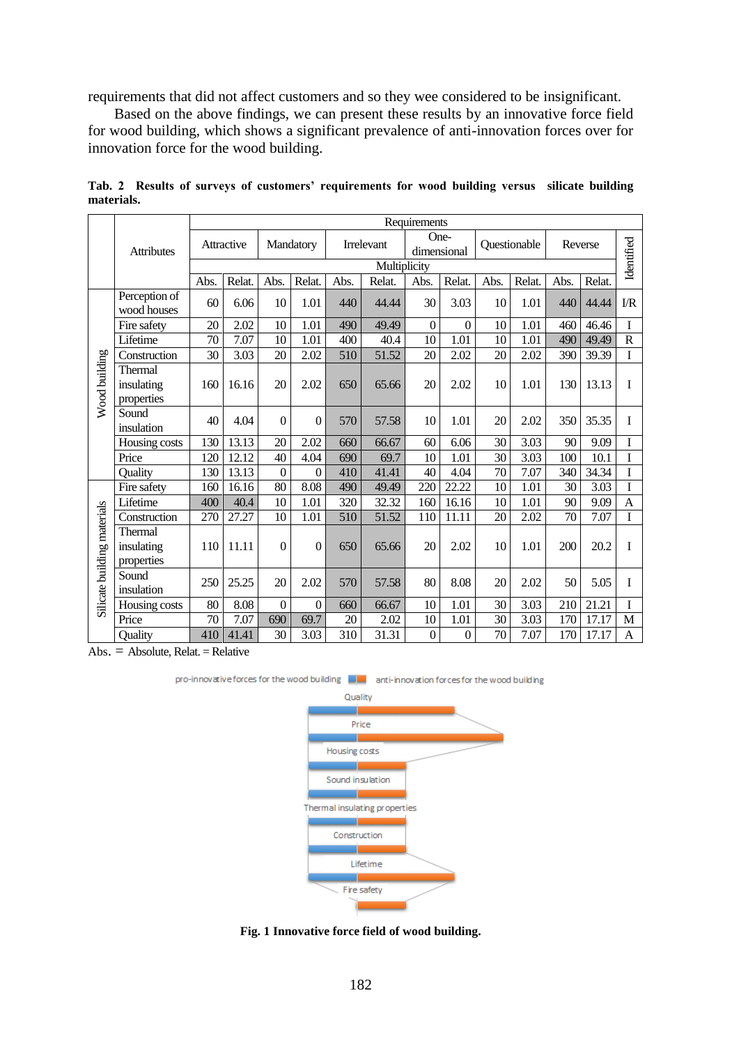requirements that did not affect customers and so they wee considered to be insignificant.

Based on the above findings, we can present these results by an innovative force field for wood building, which shows a significant prevalence of anti-innovation forces over for innovation force for the wood building.

**Tab. 2 Results of surveys of customers' requirements for wood building versus silicate building materials.**

| | Attributes | Attractive | | Mandatory | | Irrelevant | | One-dimensional | | Questionable | | Reverse | | Identified |
|---|---|---|---|---|---|---|---|---|---|---|---|---|---|---|
| | | Multiplicity | | | | | | | | | | | | |
| | | Abs. | Relat. | Abs. | Relat. | Abs. | Relat. | Abs. | Relat. | Abs. | Relat. | Abs. | Relat. | |
| Wood building | Perception of wood houses | 60 | 6.06 | 10 | 1.01 | 440 | 44.44 | 30 | 3.03 | 10 | 1.01 | 440 | 44.44 | I/R |
| | Fire safety | 20 | 2.02 | 10 | 1.01 | 490 | 49.49 | 0 | 0 | 10 | 1.01 | 460 | 46.46 | I |
| | Lifetime | 70 | 7.07 | 10 | 1.01 | 400 | 40.4 | 10 | 1.01 | 10 | 1.01 | 490 | 49.49 | R |
| | Construction | 30 | 3.03 | 20 | 2.02 | 510 | 51.52 | 20 | 2.02 | 20 | 2.02 | 390 | 39.39 | I |
| | Thermal insulating properties | 160 | 16.16 | 20 | 2.02 | 650 | 65.66 | 20 | 2.02 | 10 | 1.01 | 130 | 13.13 | I |
| | Sound insulation | 40 | 4.04 | 0 | 0 | 570 | 57.58 | 10 | 1.01 | 20 | 2.02 | 350 | 35.35 | I |
| | Housing costs | 130 | 13.13 | 20 | 2.02 | 660 | 66.67 | 60 | 6.06 | 30 | 3.03 | 90 | 9.09 | I |
| | Price | 120 | 12.12 | 40 | 4.04 | 690 | 69.7 | 10 | 1.01 | 30 | 3.03 | 100 | 10.1 | I |
| | Quality | 130 | 13.13 | 0 | 0 | 410 | 41.41 | 40 | 4.04 | 70 | 7.07 | 340 | 34.34 | I |
| Silicate building materials | Fire safety | 160 | 16.16 | 80 | 8.08 | 490 | 49.49 | 220 | 22.22 | 10 | 1.01 | 30 | 3.03 | I |
| | Lifetime | 400 | 40.4 | 10 | 1.01 | 320 | 32.32 | 160 | 16.16 | 10 | 1.01 | 90 | 9.09 | A |
| | Construction | 270 | 27.27 | 10 | 1.01 | 510 | 51.52 | 110 | 11.11 | 20 | 2.02 | 70 | 7.07 | I |
| | Thermal insulating properties | 110 | 11.11 | 0 | 0 | 650 | 65.66 | 20 | 2.02 | 10 | 1.01 | 200 | 20.2 | I |
| | Sound insulation | 250 | 25.25 | 20 | 2.02 | 570 | 57.58 | 80 | 8.08 | 20 | 2.02 | 50 | 5.05 | I |
| | Housing costs | 80 | 8.08 | 0 | 0 | 660 | 66.67 | 10 | 1.01 | 30 | 3.03 | 210 | 21.21 | I |
| | Price | 70 | 7.07 | 690 | 69.7 | 20 | 2.02 | 10 | 1.01 | 30 | 3.03 | 170 | 17.17 | M |
| | Quality | 410 | 41.41 | 30 | 3.03 | 310 | 31.31 | 0 | 0 | 70 | 7.07 | 170 | 17.17 | A |

Abs. = Absolute, Relat. = Relative

**Fig. 1 Innovative force field of wood building.**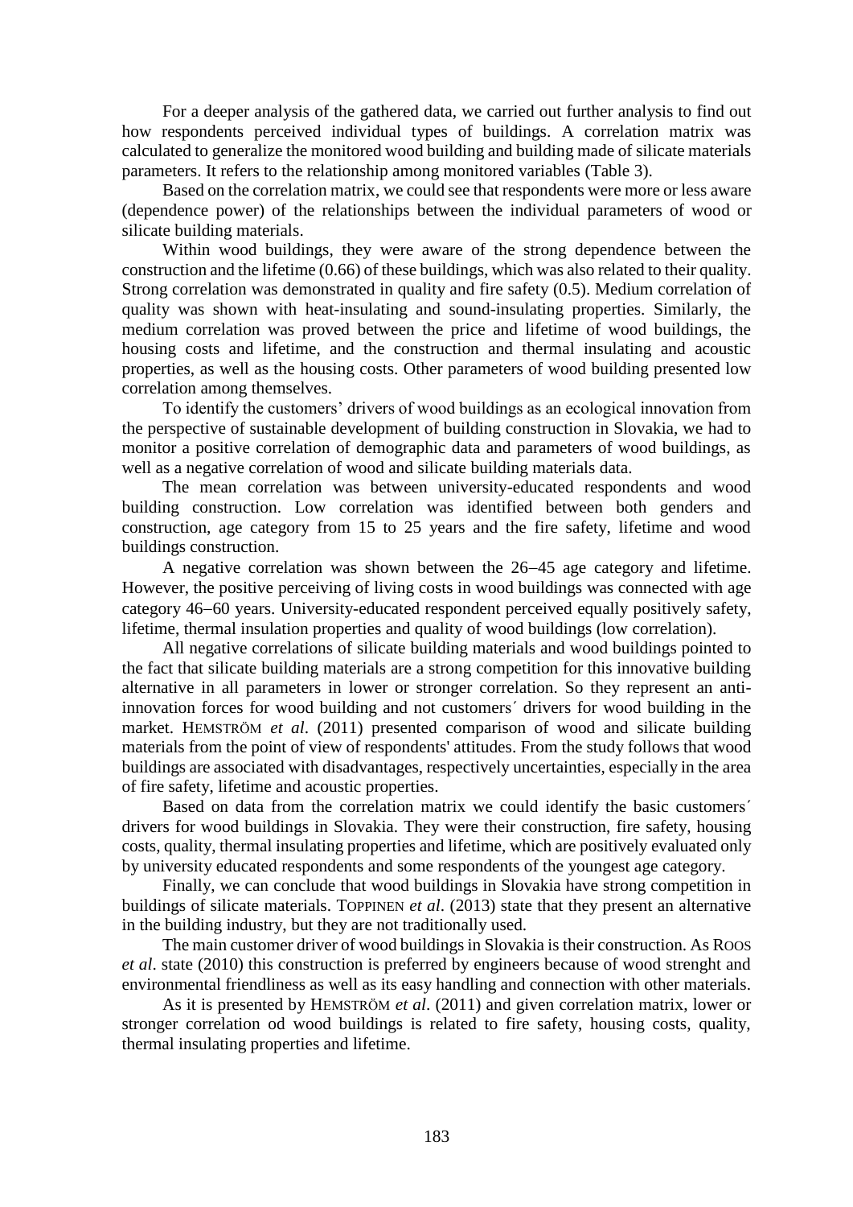For a deeper analysis of the gathered data, we carried out further analysis to find out how respondents perceived individual types of buildings. A correlation matrix was calculated to generalize the monitored wood building and building made of silicate materials parameters. It refers to the relationship among monitored variables (Table 3).

Based on the correlation matrix, we could see that respondents were more or less aware (dependence power) of the relationships between the individual parameters of wood or silicate building materials.

Within wood buildings, they were aware of the strong dependence between the construction and the lifetime (0.66) of these buildings, which was also related to their quality. Strong correlation was demonstrated in quality and fire safety (0.5). Medium correlation of quality was shown with heat-insulating and sound-insulating properties. Similarly, the medium correlation was proved between the price and lifetime of wood buildings, the housing costs and lifetime, and the construction and thermal insulating and acoustic properties, as well as the housing costs. Other parameters of wood building presented low correlation among themselves.

To identify the customers' drivers of wood buildings as an ecological innovation from the perspective of sustainable development of building construction in Slovakia, we had to monitor a positive correlation of demographic data and parameters of wood buildings, as well as a negative correlation of wood and silicate building materials data.

The mean correlation was between university-educated respondents and wood building construction. Low correlation was identified between both genders and construction, age category from 15 to 25 years and the fire safety, lifetime and wood buildings construction.

A negative correlation was shown between the 26–45 age category and lifetime. However, the positive perceiving of living costs in wood buildings was connected with age category 46–60 years. University-educated respondent perceived equally positively safety, lifetime, thermal insulation properties and quality of wood buildings (low correlation).

All negative correlations of silicate building materials and wood buildings pointed to the fact that silicate building materials are a strong competition for this innovative building alternative in all parameters in lower or stronger correlation. So they represent an anti-innovation forces for wood building and not customers´ drivers for wood building in the market. HEMSTRÖM *et al*. (2011) presented comparison of wood and silicate building materials from the point of view of respondents' attitudes. From the study follows that wood buildings are associated with disadvantages, respectively uncertainties, especially in the area of fire safety, lifetime and acoustic properties.

Based on data from the correlation matrix we could identify the basic customers´ drivers for wood buildings in Slovakia. They were their construction, fire safety, housing costs, quality, thermal insulating properties and lifetime, which are positively evaluated only by university educated respondents and some respondents of the youngest age category.

Finally, we can conclude that wood buildings in Slovakia have strong competition in buildings of silicate materials. TOPPINEN *et al*. (2013) state that they present an alternative in the building industry, but they are not traditionally used.

The main customer driver of wood buildings in Slovakia is their construction. As ROOS *et al*. state (2010) this construction is preferred by engineers because of wood strenght and environmental friendliness as well as its easy handling and connection with other materials.

As it is presented by HEMSTRÖM *et al*. (2011) and given correlation matrix, lower or stronger correlation od wood buildings is related to fire safety, housing costs, quality, thermal insulating properties and lifetime.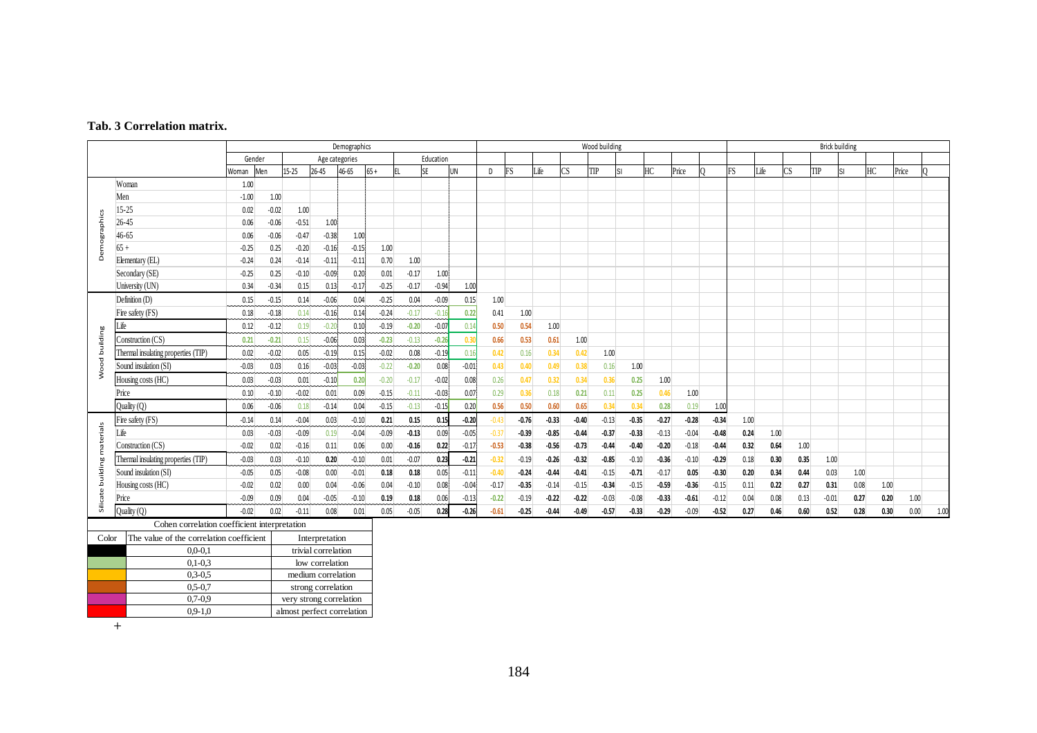**Tab. 3 Correlation matrix.**

| | | Demographics | | | | | | | | | Wood building | | | | | | | | | Brick building | | | | | | | |
|---|---|---|---|---|---|---|---|---|---|---|---|---|---|---|---|---|---|---|---|---|---|---|---|---|---|---|---|
| | | Gender | | Age categories | | | | Education | | | | | | | | | | | | | | | | | | | |
| | | Woman | Men | 15-25 | 26-45 | 46-65 | 65 + | EL | SE | UN | D | FS | Life | CS | TIP | SI | HC | Price | Q | FS | Life | CS | TIP | SI | HC | Price | Q |
| Demographics | Woman | 1.00 | | | | | | | | | | | | | | | | | | | | | | | | | |
| | Men | -1.00 | 1.00 | | | | | | | | | | | | | | | | | | | | | | | | |
| | 15-25 | 0.02 | -0.02 | 1.00 | | | | | | | | | | | | | | | | | | | | | | | |
| | 26-45 | 0.06 | -0.06 | -0.51 | 1.00 | | | | | | | | | | | | | | | | | | | | | | |
| | 46-65 | 0.06 | -0.06 | -0.47 | -0.38 | 1.00 | | | | | | | | | | | | | | | | | | | | | |
| | 65 + | -0.25 | 0.25 | -0.20 | -0.16 | -0.15 | 1.00 | | | | | | | | | | | | | | | | | | | | |
| | Elementary (EL) | -0.24 | 0.24 | -0.14 | -0.11 | -0.11 | 0.70 | 1.00 | | | | | | | | | | | | | | | | | | | |
| | Secondary (SE) | -0.25 | 0.25 | -0.10 | -0.09 | 0.20 | 0.01 | -0.17 | 1.00 | | | | | | | | | | | | | | | | | | |
| | University (UN) | 0.34 | -0.34 | 0.15 | 0.13 | -0.17 | -0.25 | -0.17 | -0.94 | 1.00 | | | | | | | | | | | | | | | | | |
| Wood building | Definition (D) | 0.15 | -0.15 | 0.14 | -0.06 | 0.04 | -0.25 | 0.04 | -0.09 | 0.15 | 1.00 | | | | | | | | | | | | | | | | |
| | Fire safety (FS) | 0.18 | -0.18 | 0.14 | -0.16 | 0.14 | -0.24 | -0.17 | -0.16 | 0.22 | 0.41 | 1.00 | | | | | | | | | | | | | | | |
| | Life | 0.12 | -0.12 | 0.19 | -0.20 | 0.10 | -0.19 | -0.20 | -0.07 | 0.14 | 0.50 | 0.54 | 1.00 | | | | | | | | | | | | | | |
| | Construction (CS) | 0.21 | -0.21 | 0.15 | -0.06 | 0.03 | -0.23 | -0.13 | -0.26 | 0.30 | 0.66 | 0.53 | 0.61 | 1.00 | | | | | | | | | | | | | |
| | Thermal insulating properties (TIP) | 0.02 | -0.02 | 0.05 | -0.19 | 0.15 | -0.02 | 0.08 | -0.19 | 0.16 | 0.42 | 0.16 | 0.34 | 0.42 | 1.00 | | | | | | | | | | | | |
| | Sound insulation (SI) | -0.03 | 0.03 | 0.16 | -0.03 | -0.03 | -0.22 | -0.20 | 0.08 | -0.01 | 0.43 | 0.40 | 0.49 | 0.38 | 0.16 | 1.00 | | | | | | | | | | | |
| | Housing costs (HC) | 0.03 | -0.03 | 0.01 | -0.10 | 0.20 | -0.20 | -0.17 | -0.02 | 0.08 | 0.26 | 0.47 | 0.32 | 0.34 | 0.36 | 0.25 | 1.00 | | | | | | | | | | |
| | Price | 0.10 | -0.10 | -0.02 | 0.01 | 0.09 | -0.15 | -0.11 | -0.03 | 0.07 | 0.29 | 0.36 | 0.18 | 0.21 | 0.11 | 0.25 | 0.46 | 1.00 | | | | | | | | | |
| | Quality (Q) | 0.06 | -0.06 | 0.18 | -0.14 | 0.04 | -0.15 | -0.13 | -0.15 | 0.20 | 0.56 | 0.50 | 0.60 | 0.65 | 0.34 | 0.34 | 0.28 | 0.19 | 1.00 | | | | | | | | |
| Silicate building materials | Fire safety (FS) | -0.14 | 0.14 | -0.04 | 0.03 | -0.10 | 0.21 | 0.15 | 0.15 | -0.20 | -0.43 | -0.76 | -0.33 | -0.40 | -0.13 | -0.35 | -0.27 | -0.28 | -0.34 | 1.00 | | | | | | | |
| | Life | 0.03 | -0.03 | -0.09 | 0.19 | -0.04 | -0.09 | -0.13 | 0.09 | -0.05 | -0.37 | -0.39 | -0.85 | -0.44 | -0.37 | -0.33 | -0.13 | -0.04 | -0.48 | 0.24 | 1.00 | | | | | | |
| | Construction (CS) | -0.02 | 0.02 | -0.16 | 0.11 | 0.06 | 0.00 | -0.16 | 0.22 | -0.17 | -0.53 | -0.38 | -0.56 | -0.73 | -0.44 | -0.40 | -0.20 | -0.18 | -0.44 | 0.32 | 0.64 | 1.00 | | | | | |
| | Thermal insulating properties (TIP) | -0.03 | 0.03 | -0.10 | 0.20 | -0.10 | 0.01 | -0.07 | 0.23 | -0.21 | -0.32 | -0.19 | -0.26 | -0.32 | -0.85 | -0.10 | -0.36 | -0.10 | -0.29 | 0.18 | 0.30 | 0.35 | 1.00 | | | | |
| | Sound insulation (SI) | -0.05 | 0.05 | -0.08 | 0.00 | -0.01 | 0.18 | 0.18 | 0.05 | -0.11 | -0.40 | -0.24 | -0.44 | -0.41 | -0.15 | -0.71 | -0.17 | 0.05 | -0.30 | 0.20 | 0.34 | 0.44 | 0.03 | 1.00 | | | |
| | Housing costs (HC) | -0.02 | 0.02 | 0.00 | 0.04 | -0.06 | 0.04 | -0.10 | 0.08 | -0.04 | -0.17 | -0.35 | -0.14 | -0.15 | -0.34 | -0.15 | -0.59 | -0.36 | -0.15 | 0.11 | 0.22 | 0.27 | 0.31 | 0.08 | 1.00 | | |
| | Price | -0.09 | 0.09 | 0.04 | -0.05 | -0.10 | 0.19 | 0.18 | 0.06 | -0.13 | -0.22 | -0.19 | -0.22 | -0.22 | -0.03 | -0.08 | -0.33 | -0.61 | -0.12 | 0.04 | 0.08 | 0.13 | -0.01 | 0.27 | 0.20 | 1.00 | |
| | Quality (Q) | -0.02 | 0.02 | -0.11 | 0.08 | 0.01 | 0.05 | -0.05 | 0.28 | -0.26 | -0.61 | -0.25 | -0.44 | -0.49 | -0.57 | -0.33 | -0.29 | -0.09 | -0.52 | 0.27 | 0.46 | 0.60 | 0.52 | 0.28 | 0.30 | 0.00 | 1.00 |

| Cohen correlation coefficient interpretation | | |
|---|---|---|
| Color | The value of the correlation coefficient | Interpretation |
| (black) | 0,0-0,1 | trivial correlation |
| (light green) | 0,1-0,3 | low correlation |
| (yellow) | 0,3-0,5 | medium correlation |
| (orange) | 0,5-0,7 | strong correlation |
| (magenta) | 0,7-0,9 | very strong correlation |
| (red) | 0,9-1,0 | almost perfect correlation |

+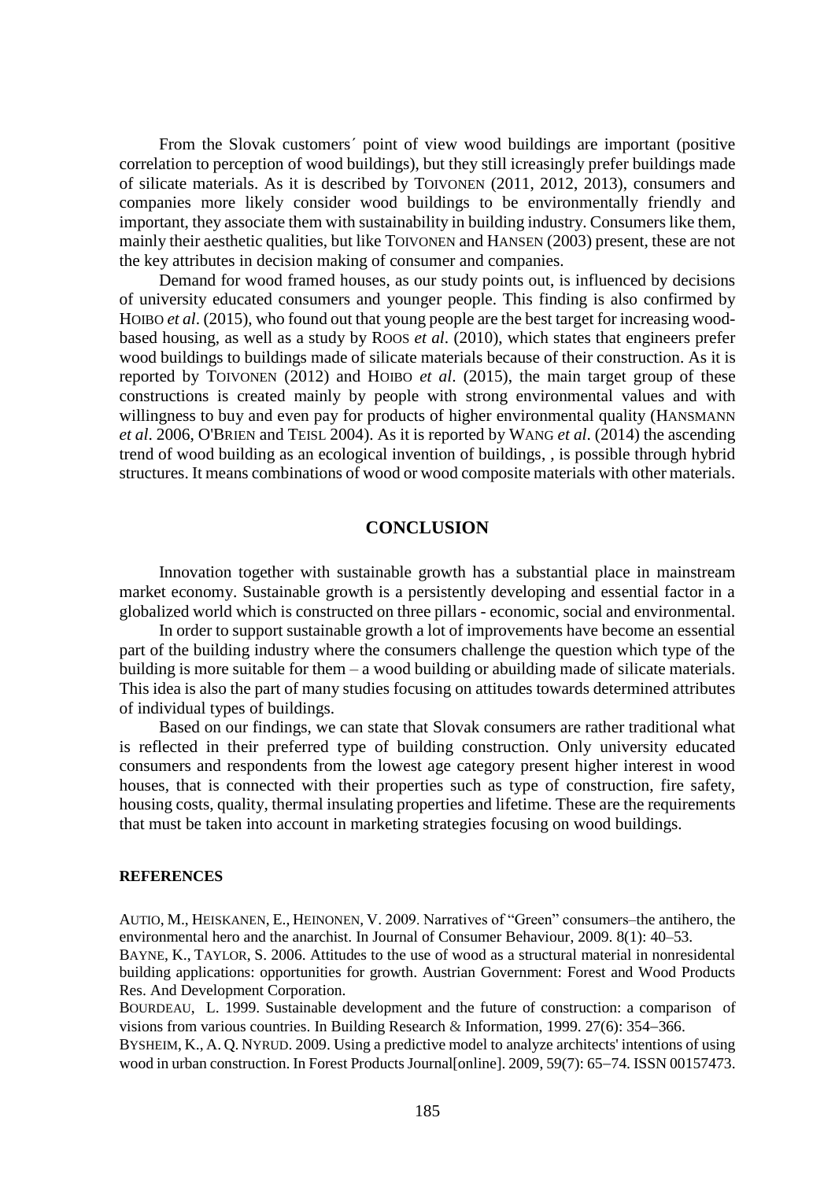From the Slovak customers´ point of view wood buildings are important (positive correlation to perception of wood buildings), but they still icreasingly prefer buildings made of silicate materials. As it is described by TOIVONEN (2011, 2012, 2013), consumers and companies more likely consider wood buildings to be environmentally friendly and important, they associate them with sustainability in building industry. Consumers like them, mainly their aesthetic qualities, but like TOIVONEN and HANSEN (2003) present, these are not the key attributes in decision making of consumer and companies.

Demand for wood framed houses, as our study points out, is influenced by decisions of university educated consumers and younger people. This finding is also confirmed by HOIBO *et al*. (2015), who found out that young people are the best target for increasing wood-based housing, as well as a study by ROOS *et al*. (2010), which states that engineers prefer wood buildings to buildings made of silicate materials because of their construction. As it is reported by TOIVONEN (2012) and HOIBO *et al*. (2015), the main target group of these constructions is created mainly by people with strong environmental values and with willingness to buy and even pay for products of higher environmental quality (HANSMANN *et al*. 2006, O'BRIEN and TEISL 2004). As it is reported by WANG *et al*. (2014) the ascending trend of wood building as an ecological invention of buildings, , is possible through hybrid structures. It means combinations of wood or wood composite materials with other materials.

## CONCLUSION

Innovation together with sustainable growth has a substantial place in mainstream market economy. Sustainable growth is a persistently developing and essential factor in a globalized world which is constructed on three pillars - economic, social and environmental.

In order to support sustainable growth a lot of improvements have become an essential part of the building industry where the consumers challenge the question which type of the building is more suitable for them – a wood building or abuilding made of silicate materials. This idea is also the part of many studies focusing on attitudes towards determined attributes of individual types of buildings.

Based on our findings, we can state that Slovak consumers are rather traditional what is reflected in their preferred type of building construction. Only university educated consumers and respondents from the lowest age category present higher interest in wood houses, that is connected with their properties such as type of construction, fire safety, housing costs, quality, thermal insulating properties and lifetime. These are the requirements that must be taken into account in marketing strategies focusing on wood buildings.

### REFERENCES

AUTIO, M., HEISKANEN, E., HEINONEN, V. 2009. Narratives of "Green" consumers–the antihero, the environmental hero and the anarchist. In Journal of Consumer Behaviour, 2009. 8(1): 40–53.

BAYNE, K., TAYLOR, S. 2006. Attitudes to the use of wood as a structural material in nonresidental building applications: opportunities for growth. Austrian Government: Forest and Wood Products Res. And Development Corporation.

BOURDEAU, L. 1999. Sustainable development and the future of construction: a comparison of visions from various countries. In Building Research & Information, 1999. 27(6): 354–366.

BYSHEIM, K., A. Q. NYRUD. 2009. Using a predictive model to analyze architects' intentions of using wood in urban construction. In Forest Products Journal[online]. 2009, 59(7): 65–74. ISSN 00157473.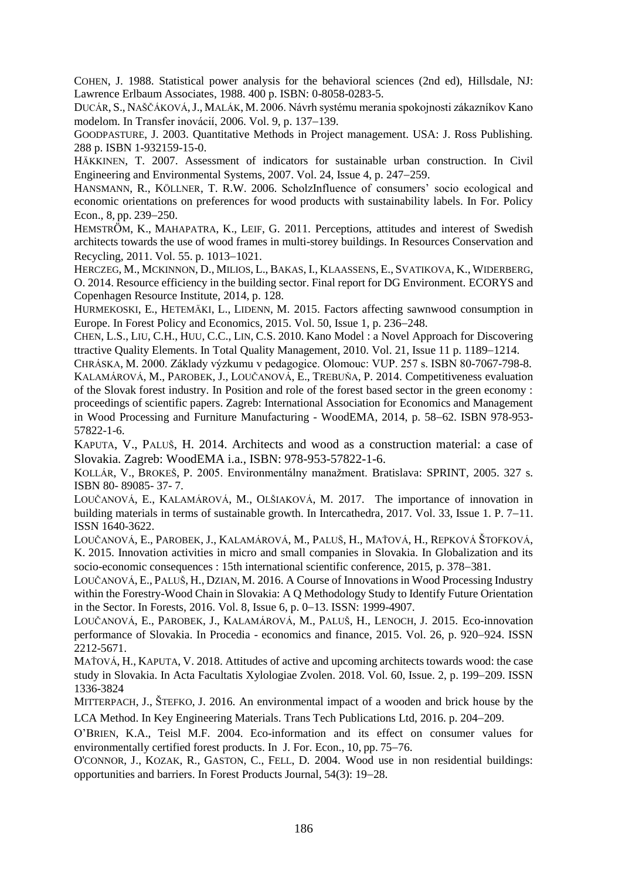COHEN, J. 1988. Statistical power analysis for the behavioral sciences (2nd ed), Hillsdale, NJ: Lawrence Erlbaum Associates, 1988. 400 p. ISBN: 0-8058-0283-5.

DUCÁR, S., NAŠČÁKOVÁ, J., MALÁK, M. 2006. Návrh systému merania spokojnosti zákazníkov Kano modelom. In Transfer inovácií, 2006. Vol. 9, p. 137–139.

GOODPASTURE, J. 2003. Quantitative Methods in Project management. USA: J. Ross Publishing. 288 p. ISBN 1-932159-15-0.

HÄKKINEN, T. 2007. Assessment of indicators for sustainable urban construction. In Civil Engineering and Environmental Systems, 2007. Vol. 24, Issue 4, p. 247–259.

HANSMANN, R., KÖLLNER, T. R.W. 2006. ScholzInfluence of consumers' socio ecological and economic orientations on preferences for wood products with sustainability labels. In For. Policy Econ., 8, pp. 239–250.

HEMSTRÖM, K., MAHAPATRA, K., LEIF, G. 2011. Perceptions, attitudes and interest of Swedish architects towards the use of wood frames in multi-storey buildings. In Resources Conservation and Recycling, 2011. Vol. 55. p. 1013–1021.

HERCZEG, M., MCKINNON, D., MILIOS, L., BAKAS, I., KLAASSENS, E., SVATIKOVA, K., WIDERBERG, O. 2014. Resource efficiency in the building sector. Final report for DG Environment. ECORYS and Copenhagen Resource Institute, 2014, p. 128.

HURMEKOSKI, E., HETEMÄKI, L., LIDENN, M. 2015. Factors affecting sawnwood consumption in Europe. In Forest Policy and Economics, 2015. Vol. 50, Issue 1, p. 236–248.

CHEN, L.S., LIU, C.H., HUU, C.C., LIN, C.S. 2010. Kano Model : a Novel Approach for Discovering ttractive Quality Elements. In Total Quality Management, 2010. Vol. 21, Issue 11 p. 1189–1214.

CHRÁSKA, M. 2000. Základy výzkumu v pedagogice. Olomouc: VUP. 257 s. ISBN 80-7067-798-8.

KALAMÁROVÁ, M., PAROBEK, J., LOUČANOVÁ, E., TREBUŇA, P. 2014. Competitiveness evaluation of the Slovak forest industry. In Position and role of the forest based sector in the green economy : proceedings of scientific papers. Zagreb: International Association for Economics and Management in Wood Processing and Furniture Manufacturing - WoodEMA, 2014, p. 58–62. ISBN 978-953-57822-1-6.

KAPUTA, V., PALUŠ, H. 2014. Architects and wood as a construction material: a case of Slovakia. Zagreb: WoodEMA i.a., ISBN: 978-953-57822-1-6.

KOLLÁR, V., BROKEŠ, P. 2005. Environmentálny manažment. Bratislava: SPRINT, 2005. 327 s. ISBN 80- 89085- 37- 7.

LOUČANOVÁ, E., KALAMÁROVÁ, M., OLŠIAKOVÁ, M. 2017. The importance of innovation in building materials in terms of sustainable growth. In Intercathedra, 2017. Vol. 33, Issue 1. P. 7–11. ISSN 1640-3622.

LOUČANOVÁ, E., PAROBEK, J., KALAMÁROVÁ, M., PALUŠ, H., MAŤOVÁ, H., REPKOVÁ ŠTOFKOVÁ, K. 2015. Innovation activities in micro and small companies in Slovakia. In Globalization and its socio-economic consequences : 15th international scientific conference, 2015, p. 378–381.

LOUČANOVÁ, E., PALUŠ, H., DZIAN, M. 2016. A Course of Innovations in Wood Processing Industry within the Forestry-Wood Chain in Slovakia: A Q Methodology Study to Identify Future Orientation in the Sector. In Forests, 2016. Vol. 8, Issue 6, p. 0–13. ISSN: 1999-4907.

LOUČANOVÁ, E., PAROBEK, J., KALAMÁROVÁ, M., PALUŠ, H., LENOCH, J. 2015. Eco-innovation performance of Slovakia. In Procedia - economics and finance, 2015. Vol. 26, p. 920–924. ISSN 2212-5671.

MAŤOVÁ, H., KAPUTA, V. 2018. Attitudes of active and upcoming architects towards wood: the case study in Slovakia. In Acta Facultatis Xylologiae Zvolen. 2018. Vol. 60, Issue. 2, p. 199–209. ISSN 1336-3824

MITTERPACH, J., ŠTEFKO, J. 2016. An environmental impact of a wooden and brick house by the LCA Method. In Key Engineering Materials. Trans Tech Publications Ltd, 2016. p. 204–209.

O'BRIEN, K.A., Teisl M.F. 2004. Eco-information and its effect on consumer values for environmentally certified forest products. In J. For. Econ., 10, pp. 75–76.

O'CONNOR, J., KOZAK, R., GASTON, C., FELL, D. 2004. Wood use in non residential buildings: opportunities and barriers. In Forest Products Journal, 54(3): 19–28.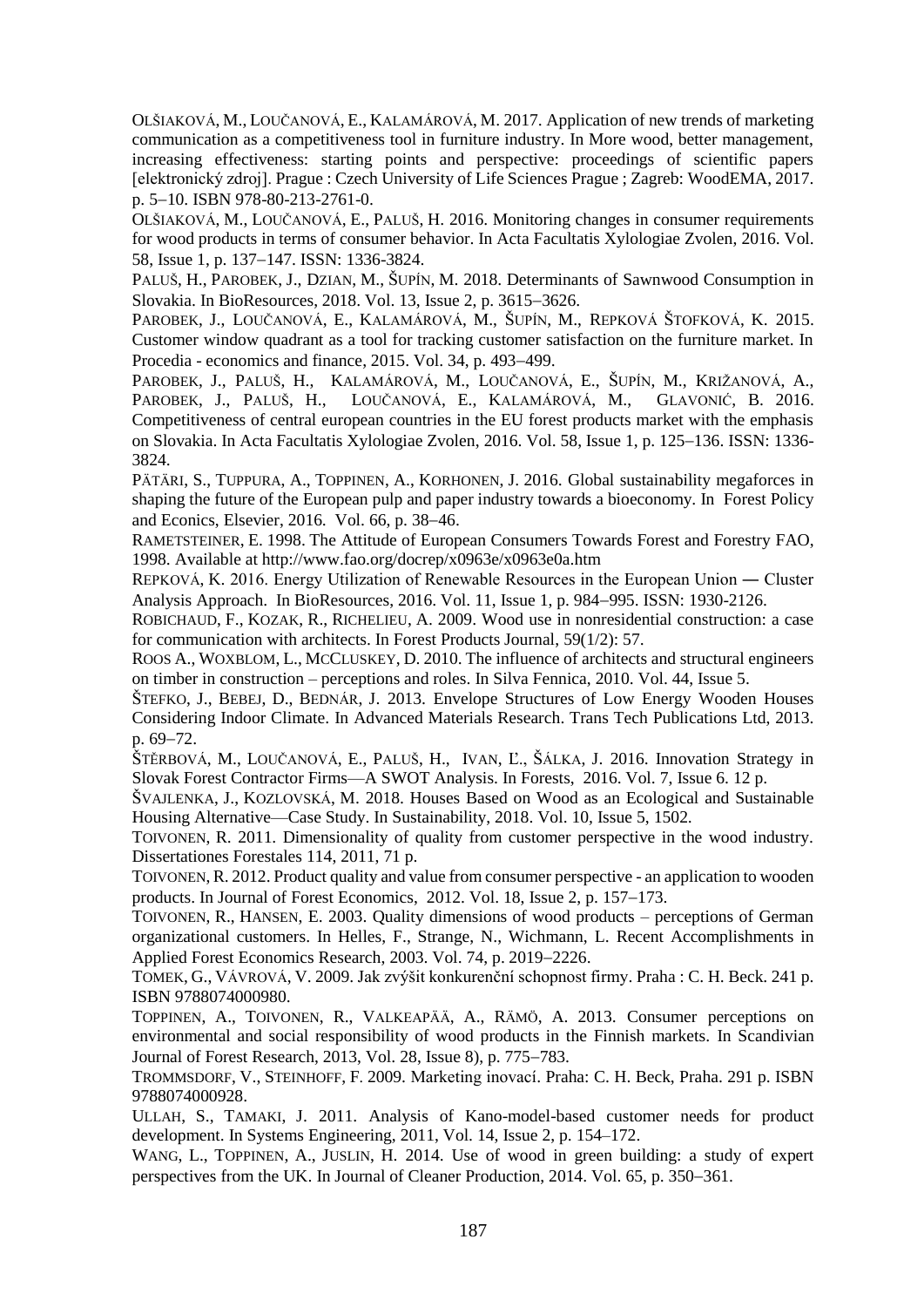OLŠIAKOVÁ, M., LOUČANOVÁ, E., KALAMÁROVÁ, M. 2017. Application of new trends of marketing communication as a competitiveness tool in furniture industry. In More wood, better management, increasing effectiveness: starting points and perspective: proceedings of scientific papers [elektronický zdroj]. Prague : Czech University of Life Sciences Prague ; Zagreb: WoodEMA, 2017. p. 5–10. ISBN 978-80-213-2761-0.

OLŠIAKOVÁ, M., LOUČANOVÁ, E., PALUŠ, H. 2016. Monitoring changes in consumer requirements for wood products in terms of consumer behavior. In Acta Facultatis Xylologiae Zvolen, 2016. Vol. 58, Issue 1, p. 137–147. ISSN: 1336-3824.

PALUŠ, H., PAROBEK, J., DZIAN, M., ŠUPÍN, M. 2018. Determinants of Sawnwood Consumption in Slovakia. In BioResources, 2018. Vol. 13, Issue 2, p. 3615–3626.

PAROBEK, J., LOUČANOVÁ, E., KALAMÁROVÁ, M., ŠUPÍN, M., REPKOVÁ ŠTOFKOVÁ, K. 2015. Customer window quadrant as a tool for tracking customer satisfaction on the furniture market. In Procedia - economics and finance, 2015. Vol. 34, p. 493–499.

PAROBEK, J., PALUŠ, H., KALAMÁROVÁ, M., LOUČANOVÁ, E., ŠUPÍN, M., KRIŽANOVÁ, A., PAROBEK, J., PALUŠ, H., LOUČANOVÁ, E., KALAMÁROVÁ, M., GLAVONIĆ, B. 2016. Competitiveness of central european countries in the EU forest products market with the emphasis on Slovakia. In Acta Facultatis Xylologiae Zvolen, 2016. Vol. 58, Issue 1, p. 125–136. ISSN: 1336-3824.

PÄTÄRI, S., TUPPURA, A., TOPPINEN, A., KORHONEN, J. 2016. Global sustainability megaforces in shaping the future of the European pulp and paper industry towards a bioeconomy. In Forest Policy and Econics, Elsevier, 2016. Vol. 66, p. 38–46.

RAMETSTEINER, E. 1998. The Attitude of European Consumers Towards Forest and Forestry FAO, 1998. Available at http://www.fao.org/docrep/x0963e/x0963e0a.htm

REPKOVÁ, K. 2016. Energy Utilization of Renewable Resources in the European Union ― Cluster Analysis Approach. In BioResources, 2016. Vol. 11, Issue 1, p. 984–995. ISSN: 1930-2126.

ROBICHAUD, F., KOZAK, R., RICHELIEU, A. 2009. Wood use in nonresidential construction: a case for communication with architects. In Forest Products Journal, 59(1/2): 57.

ROOS A., WOXBLOM, L., MCCLUSKEY, D. 2010. The influence of architects and structural engineers on timber in construction – perceptions and roles. In Silva Fennica, 2010. Vol. 44, Issue 5.

ŠTEFKO, J., BEBEJ, D., BEDNÁR, J. 2013. Envelope Structures of Low Energy Wooden Houses Considering Indoor Climate. In Advanced Materials Research. Trans Tech Publications Ltd, 2013. p. 69–72.

ŠTĚRBOVÁ, M., LOUČANOVÁ, E., PALUŠ, H., IVAN, Ľ., ŠÁLKA, J. 2016. Innovation Strategy in Slovak Forest Contractor Firms—A SWOT Analysis. In Forests, 2016. Vol. 7, Issue 6. 12 p.

ŠVAJLENKA, J., KOZLOVSKÁ, M. 2018. Houses Based on Wood as an Ecological and Sustainable Housing Alternative—Case Study. In Sustainability, 2018. Vol. 10, Issue 5, 1502.

TOIVONEN, R. 2011. Dimensionality of quality from customer perspective in the wood industry. Dissertationes Forestales 114, 2011, 71 p.

TOIVONEN, R. 2012. Product quality and value from consumer perspective - an application to wooden products. In Journal of Forest Economics, 2012. Vol. 18, Issue 2, p. 157–173.

TOIVONEN, R., HANSEN, E. 2003. Quality dimensions of wood products – perceptions of German organizational customers. In Helles, F., Strange, N., Wichmann, L. Recent Accomplishments in Applied Forest Economics Research, 2003. Vol. 74, p. 2019–2226.

TOMEK, G., VÁVROVÁ, V. 2009. Jak zvýšit konkurenční schopnost firmy. Praha : C. H. Beck. 241 p. ISBN 9788074000980.

TOPPINEN, A., TOIVONEN, R., VALKEAPÄÄ, A., RÄMÖ, A. 2013. Consumer perceptions on environmental and social responsibility of wood products in the Finnish markets. In Scandivian Journal of Forest Research, 2013, Vol. 28, Issue 8), p. 775–783.

TROMMSDORF, V., STEINHOFF, F. 2009. Marketing inovací. Praha: C. H. Beck, Praha. 291 p. ISBN 9788074000928.

ULLAH, S., TAMAKI, J. 2011. Analysis of Kano-model-based customer needs for product development. In Systems Engineering, 2011, Vol. 14, Issue 2, p. 154–172.

WANG, L., TOPPINEN, A., JUSLIN, H. 2014. Use of wood in green building: a study of expert perspectives from the UK. In Journal of Cleaner Production, 2014. Vol. 65, p. 350–361.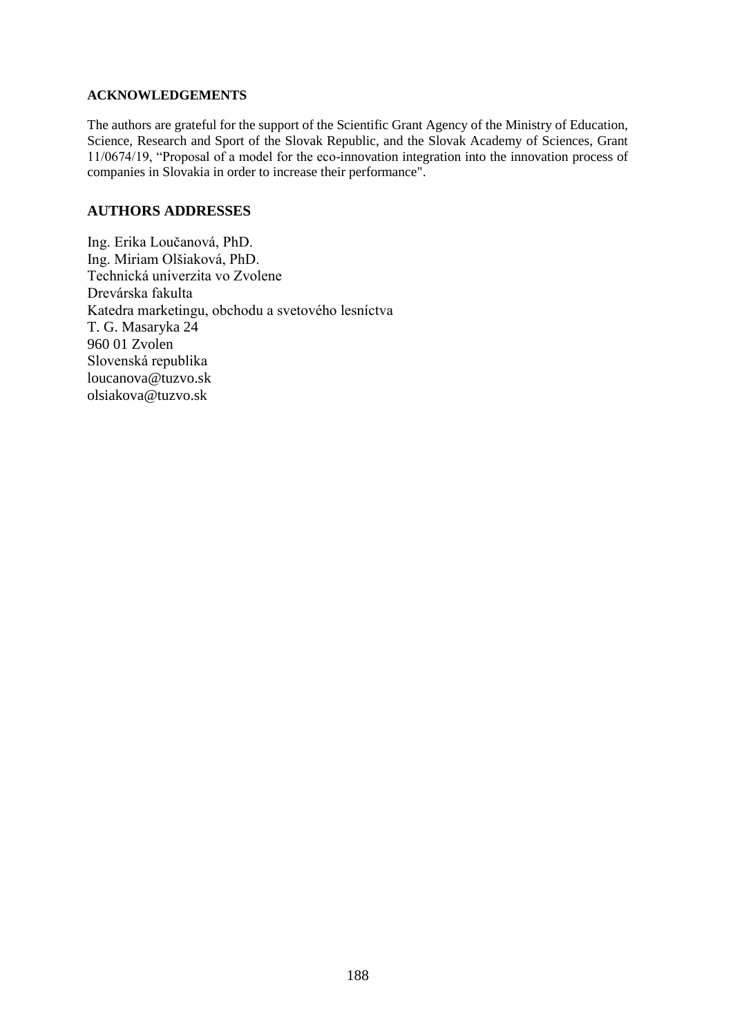**ACKNOWLEDGEMENTS**

The authors are grateful for the support of the Scientific Grant Agency of the Ministry of Education, Science, Research and Sport of the Slovak Republic, and the Slovak Academy of Sciences, Grant 11/0674/19, "Proposal of a model for the eco-innovation integration into the innovation process of companies in Slovakia in order to increase their performance".

## AUTHORS ADDRESSES

Ing. Erika Loučanová, PhD.
Ing. Miriam Olšiaková, PhD.
Technická univerzita vo Zvolene
Drevárska fakulta
Katedra marketingu, obchodu a svetového lesníctva
T. G. Masaryka 24
960 01 Zvolen
Slovenská republika
loucanova@tuzvo.sk
olsiakova@tuzvo.sk